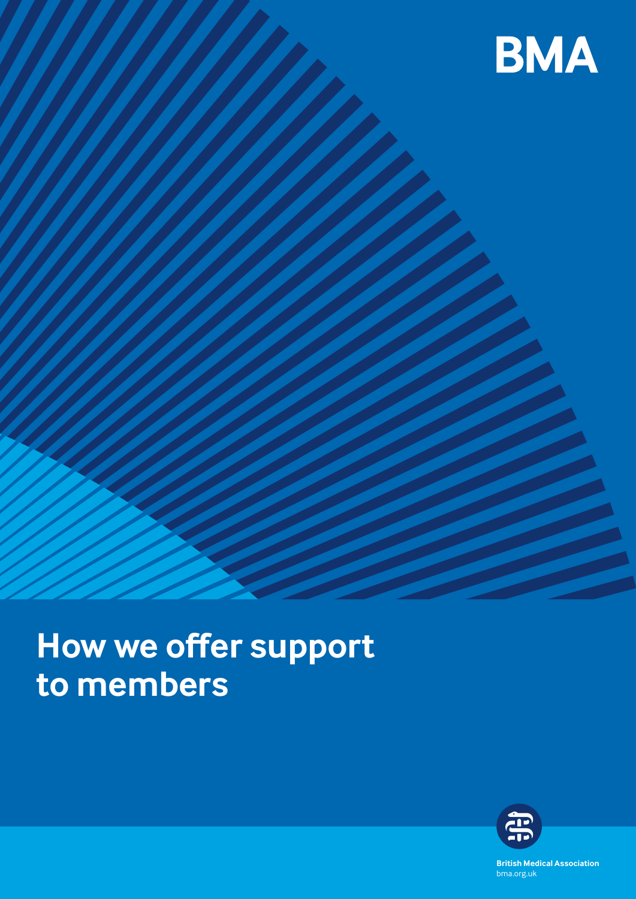BMA

# How we offer support to members

British Medical Association
bma.org.uk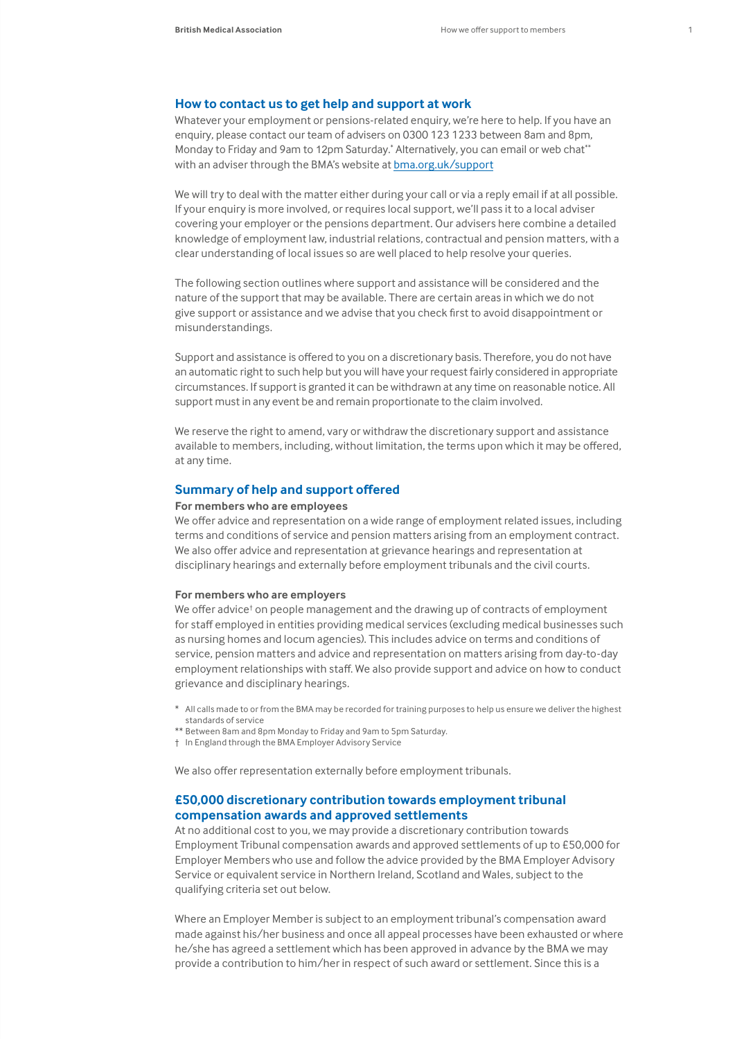## How to contact us to get help and support at work

Whatever your employment or pensions-related enquiry, we're here to help. If you have an enquiry, please contact our team of advisers on 0300 123 1233 between 8am and 8pm, Monday to Friday and 9am to 12pm Saturday.* Alternatively, you can email or web chat** with an adviser through the BMA's website at [bma.org.uk/support](bma.org.uk/support)

We will try to deal with the matter either during your call or via a reply email if at all possible. If your enquiry is more involved, or requires local support, we'll pass it to a local adviser covering your employer or the pensions department. Our advisers here combine a detailed knowledge of employment law, industrial relations, contractual and pension matters, with a clear understanding of local issues so are well placed to help resolve your queries.

The following section outlines where support and assistance will be considered and the nature of the support that may be available. There are certain areas in which we do not give support or assistance and we advise that you check first to avoid disappointment or misunderstandings.

Support and assistance is offered to you on a discretionary basis. Therefore, you do not have an automatic right to such help but you will have your request fairly considered in appropriate circumstances. If support is granted it can be withdrawn at any time on reasonable notice. All support must in any event be and remain proportionate to the claim involved.

We reserve the right to amend, vary or withdraw the discretionary support and assistance available to members, including, without limitation, the terms upon which it may be offered, at any time.

## Summary of help and support offered

**For members who are employees**

We offer advice and representation on a wide range of employment related issues, including terms and conditions of service and pension matters arising from an employment contract. We also offer advice and representation at grievance hearings and representation at disciplinary hearings and externally before employment tribunals and the civil courts.

**For members who are employers**

We offer advice† on people management and the drawing up of contracts of employment for staff employed in entities providing medical services (excluding medical businesses such as nursing homes and locum agencies). This includes advice on terms and conditions of service, pension matters and advice and representation on matters arising from day-to-day employment relationships with staff. We also provide support and advice on how to conduct grievance and disciplinary hearings.

\* All calls made to or from the BMA may be recorded for training purposes to help us ensure we deliver the highest standards of service

\** Between 8am and 8pm Monday to Friday and 9am to 5pm Saturday.

† In England through the BMA Employer Advisory Service

We also offer representation externally before employment tribunals.

## £50,000 discretionary contribution towards employment tribunal compensation awards and approved settlements

At no additional cost to you, we may provide a discretionary contribution towards Employment Tribunal compensation awards and approved settlements of up to £50,000 for Employer Members who use and follow the advice provided by the BMA Employer Advisory Service or equivalent service in Northern Ireland, Scotland and Wales, subject to the qualifying criteria set out below.

Where an Employer Member is subject to an employment tribunal's compensation award made against his/her business and once all appeal processes have been exhausted or where he/she has agreed a settlement which has been approved in advance by the BMA we may provide a contribution to him/her in respect of such award or settlement. Since this is a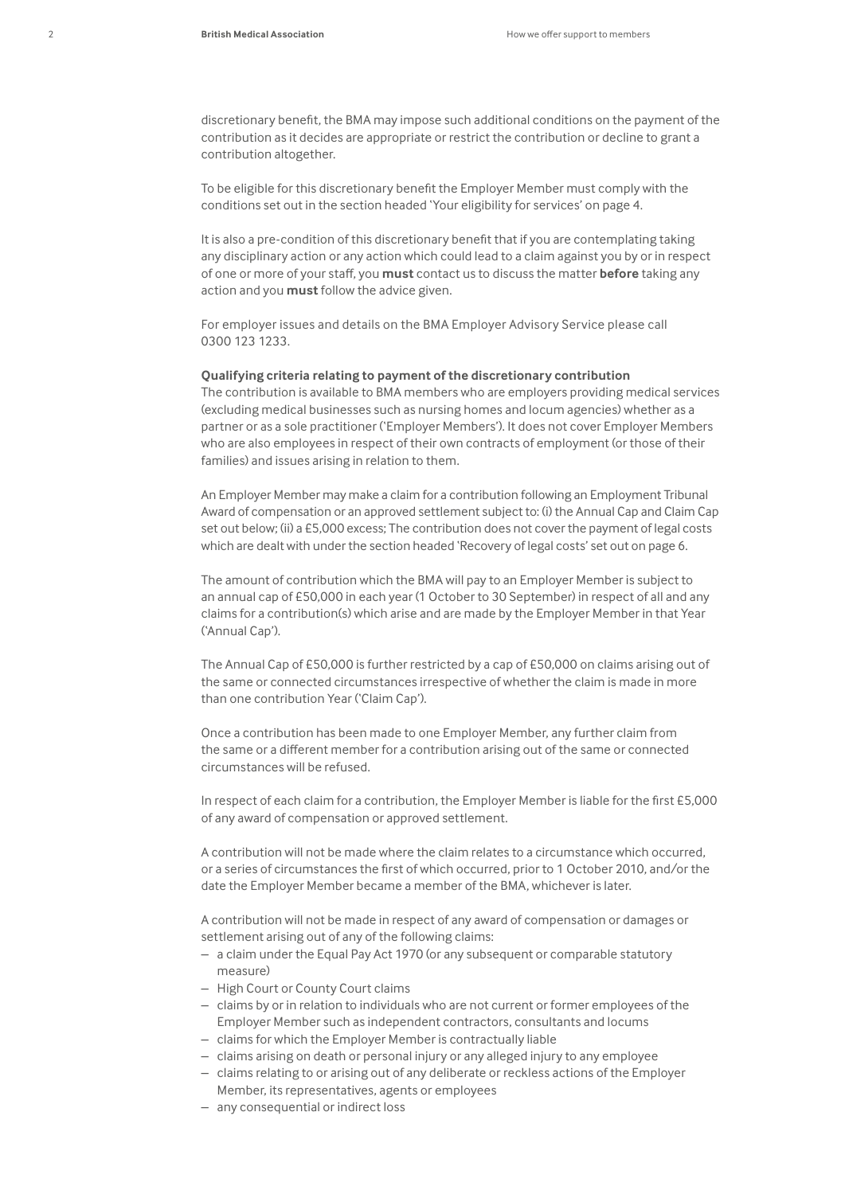discretionary benefit, the BMA may impose such additional conditions on the payment of the contribution as it decides are appropriate or restrict the contribution or decline to grant a contribution altogether.

To be eligible for this discretionary benefit the Employer Member must comply with the conditions set out in the section headed 'Your eligibility for services' on page 4.

It is also a pre-condition of this discretionary benefit that if you are contemplating taking any disciplinary action or any action which could lead to a claim against you by or in respect of one or more of your staff, you **must** contact us to discuss the matter **before** taking any action and you **must** follow the advice given.

For employer issues and details on the BMA Employer Advisory Service please call 0300 123 1233.

**Qualifying criteria relating to payment of the discretionary contribution**

The contribution is available to BMA members who are employers providing medical services (excluding medical businesses such as nursing homes and locum agencies) whether as a partner or as a sole practitioner ('Employer Members'). It does not cover Employer Members who are also employees in respect of their own contracts of employment (or those of their families) and issues arising in relation to them.

An Employer Member may make a claim for a contribution following an Employment Tribunal Award of compensation or an approved settlement subject to: (i) the Annual Cap and Claim Cap set out below; (ii) a £5,000 excess; The contribution does not cover the payment of legal costs which are dealt with under the section headed 'Recovery of legal costs' set out on page 6.

The amount of contribution which the BMA will pay to an Employer Member is subject to an annual cap of £50,000 in each year (1 October to 30 September) in respect of all and any claims for a contribution(s) which arise and are made by the Employer Member in that Year ('Annual Cap').

The Annual Cap of £50,000 is further restricted by a cap of £50,000 on claims arising out of the same or connected circumstances irrespective of whether the claim is made in more than one contribution Year ('Claim Cap').

Once a contribution has been made to one Employer Member, any further claim from the same or a different member for a contribution arising out of the same or connected circumstances will be refused.

In respect of each claim for a contribution, the Employer Member is liable for the first £5,000 of any award of compensation or approved settlement.

A contribution will not be made where the claim relates to a circumstance which occurred, or a series of circumstances the first of which occurred, prior to 1 October 2010, and/or the date the Employer Member became a member of the BMA, whichever is later.

A contribution will not be made in respect of any award of compensation or damages or settlement arising out of any of the following claims:

- a claim under the Equal Pay Act 1970 (or any subsequent or comparable statutory measure)
- High Court or County Court claims
- claims by or in relation to individuals who are not current or former employees of the Employer Member such as independent contractors, consultants and locums
- claims for which the Employer Member is contractually liable
- claims arising on death or personal injury or any alleged injury to any employee
- claims relating to or arising out of any deliberate or reckless actions of the Employer Member, its representatives, agents or employees
- any consequential or indirect loss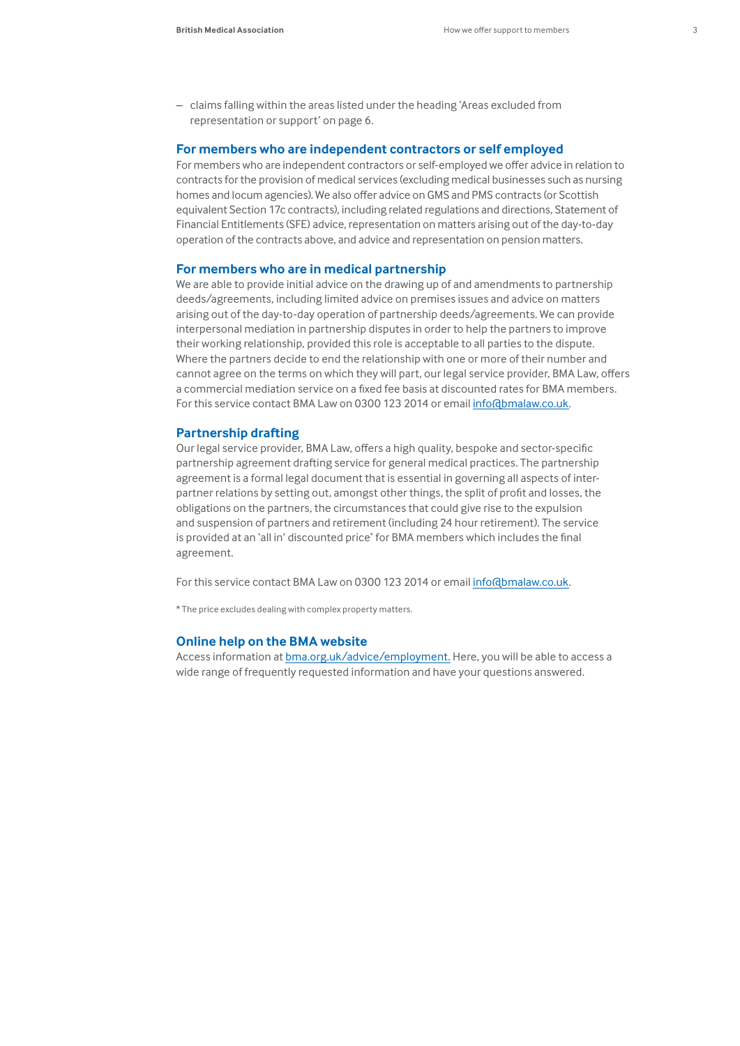- claims falling within the areas listed under the heading 'Areas excluded from representation or support' on page 6.

## For members who are independent contractors or self employed

For members who are independent contractors or self-employed we offer advice in relation to contracts for the provision of medical services (excluding medical businesses such as nursing homes and locum agencies). We also offer advice on GMS and PMS contracts (or Scottish equivalent Section 17c contracts), including related regulations and directions, Statement of Financial Entitlements (SFE) advice, representation on matters arising out of the day-to-day operation of the contracts above, and advice and representation on pension matters.

## For members who are in medical partnership

We are able to provide initial advice on the drawing up of and amendments to partnership deeds/agreements, including limited advice on premises issues and advice on matters arising out of the day-to-day operation of partnership deeds/agreements. We can provide interpersonal mediation in partnership disputes in order to help the partners to improve their working relationship, provided this role is acceptable to all parties to the dispute. Where the partners decide to end the relationship with one or more of their number and cannot agree on the terms on which they will part, our legal service provider, BMA Law, offers a commercial mediation service on a fixed fee basis at discounted rates for BMA members. For this service contact BMA Law on 0300 123 2014 or email info@bmalaw.co.uk.

## Partnership drafting

Our legal service provider, BMA Law, offers a high quality, bespoke and sector-specific partnership agreement drafting service for general medical practices. The partnership agreement is a formal legal document that is essential in governing all aspects of inter-partner relations by setting out, amongst other things, the split of profit and losses, the obligations on the partners, the circumstances that could give rise to the expulsion and suspension of partners and retirement (including 24 hour retirement). The service is provided at an 'all in' discounted price* for BMA members which includes the final agreement.

For this service contact BMA Law on 0300 123 2014 or email info@bmalaw.co.uk.

* The price excludes dealing with complex property matters.

## Online help on the BMA website

Access information at bma.org.uk/advice/employment. Here, you will be able to access a wide range of frequently requested information and have your questions answered.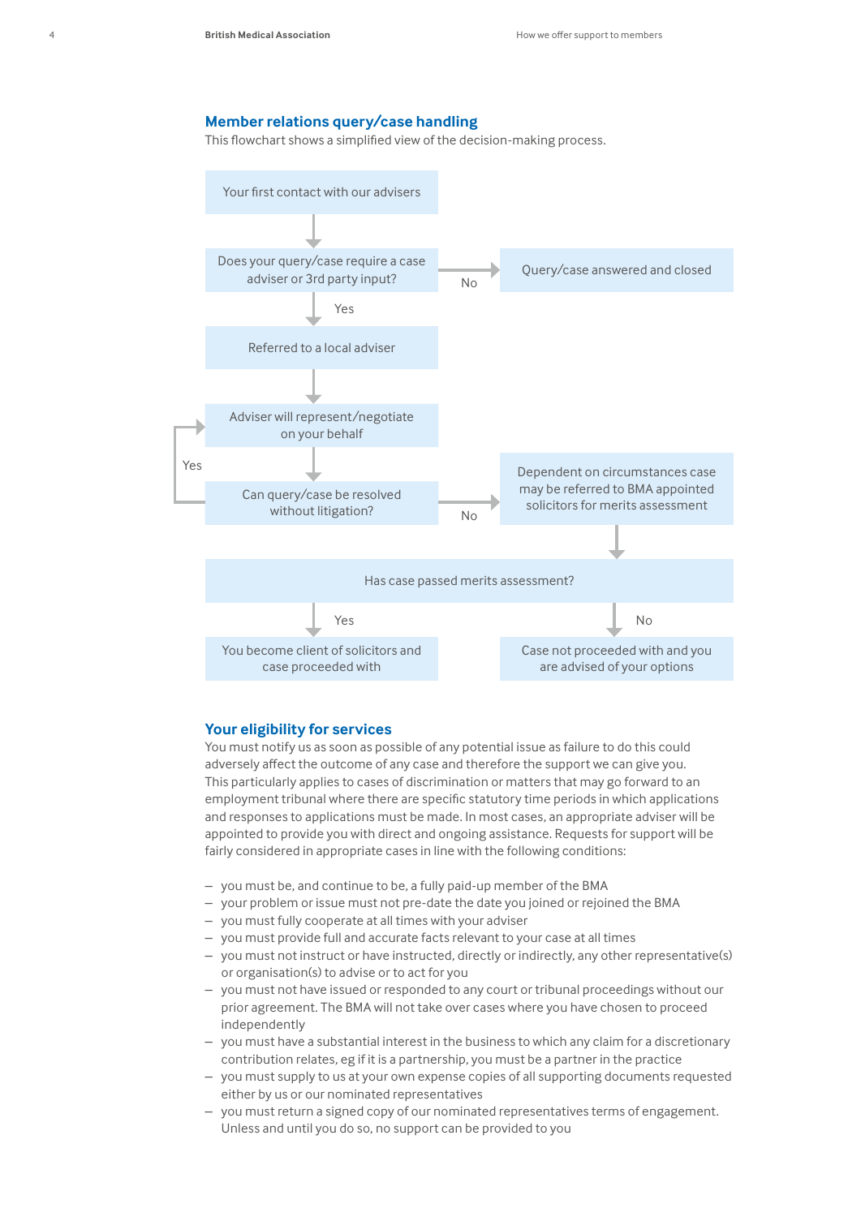## Member relations query/case handling

This flowchart shows a simplified view of the decision-making process.

Your first contact with our advisers

Does your query/case require a case adviser or 3rd party input?

No → Query/case answered and closed

Yes → Referred to a local adviser

Adviser will represent/negotiate on your behalf

Can query/case be resolved without litigation?

Yes → Adviser will represent/negotiate on your behalf

No → Dependent on circumstances case may be referred to BMA appointed solicitors for merits assessment

Has case passed merits assessment?

Yes → You become client of solicitors and case proceeded with

No → Case not proceeded with and you are advised of your options

## Your eligibility for services

You must notify us as soon as possible of any potential issue as failure to do this could adversely affect the outcome of any case and therefore the support we can give you. This particularly applies to cases of discrimination or matters that may go forward to an employment tribunal where there are specific statutory time periods in which applications and responses to applications must be made. In most cases, an appropriate adviser will be appointed to provide you with direct and ongoing assistance. Requests for support will be fairly considered in appropriate cases in line with the following conditions:

- you must be, and continue to be, a fully paid-up member of the BMA
- your problem or issue must not pre-date the date you joined or rejoined the BMA
- you must fully cooperate at all times with your adviser
- you must provide full and accurate facts relevant to your case at all times
- you must not instruct or have instructed, directly or indirectly, any other representative(s) or organisation(s) to advise or to act for you
- you must not have issued or responded to any court or tribunal proceedings without our prior agreement. The BMA will not take over cases where you have chosen to proceed independently
- you must have a substantial interest in the business to which any claim for a discretionary contribution relates, eg if it is a partnership, you must be a partner in the practice
- you must supply to us at your own expense copies of all supporting documents requested either by us or our nominated representatives
- you must return a signed copy of our nominated representatives terms of engagement. Unless and until you do so, no support can be provided to you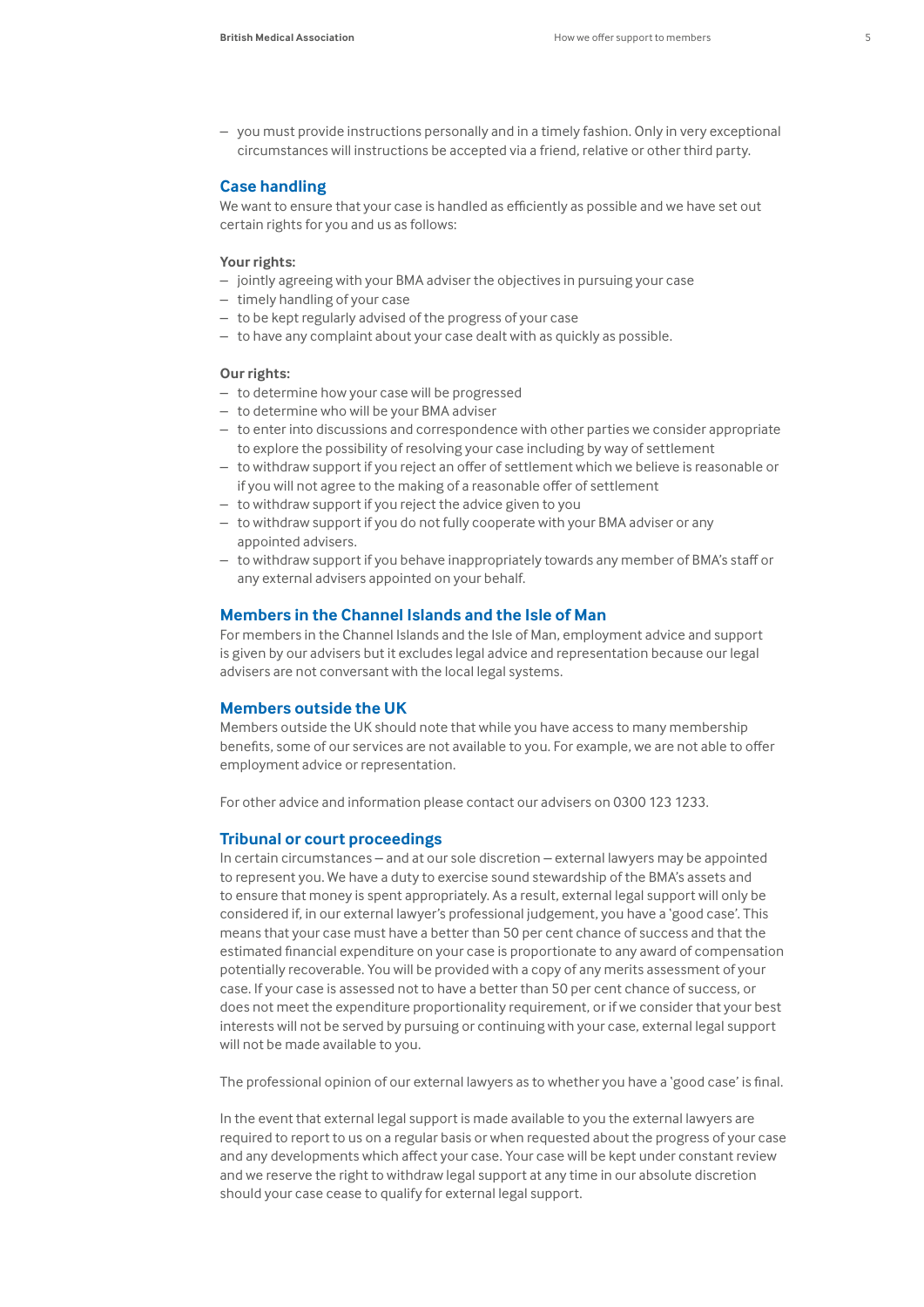- you must provide instructions personally and in a timely fashion. Only in very exceptional circumstances will instructions be accepted via a friend, relative or other third party.

## Case handling

We want to ensure that your case is handled as efficiently as possible and we have set out certain rights for you and us as follows:

**Your rights:**

- jointly agreeing with your BMA adviser the objectives in pursuing your case
- timely handling of your case
- to be kept regularly advised of the progress of your case
- to have any complaint about your case dealt with as quickly as possible.

**Our rights:**

- to determine how your case will be progressed
- to determine who will be your BMA adviser
- to enter into discussions and correspondence with other parties we consider appropriate to explore the possibility of resolving your case including by way of settlement
- to withdraw support if you reject an offer of settlement which we believe is reasonable or if you will not agree to the making of a reasonable offer of settlement
- to withdraw support if you reject the advice given to you
- to withdraw support if you do not fully cooperate with your BMA adviser or any appointed advisers.
- to withdraw support if you behave inappropriately towards any member of BMA's staff or any external advisers appointed on your behalf.

## Members in the Channel Islands and the Isle of Man

For members in the Channel Islands and the Isle of Man, employment advice and support is given by our advisers but it excludes legal advice and representation because our legal advisers are not conversant with the local legal systems.

## Members outside the UK

Members outside the UK should note that while you have access to many membership benefits, some of our services are not available to you. For example, we are not able to offer employment advice or representation.

For other advice and information please contact our advisers on 0300 123 1233.

## Tribunal or court proceedings

In certain circumstances – and at our sole discretion – external lawyers may be appointed to represent you. We have a duty to exercise sound stewardship of the BMA's assets and to ensure that money is spent appropriately. As a result, external legal support will only be considered if, in our external lawyer's professional judgement, you have a 'good case'. This means that your case must have a better than 50 per cent chance of success and that the estimated financial expenditure on your case is proportionate to any award of compensation potentially recoverable. You will be provided with a copy of any merits assessment of your case. If your case is assessed not to have a better than 50 per cent chance of success, or does not meet the expenditure proportionality requirement, or if we consider that your best interests will not be served by pursuing or continuing with your case, external legal support will not be made available to you.

The professional opinion of our external lawyers as to whether you have a 'good case' is final.

In the event that external legal support is made available to you the external lawyers are required to report to us on a regular basis or when requested about the progress of your case and any developments which affect your case. Your case will be kept under constant review and we reserve the right to withdraw legal support at any time in our absolute discretion should your case cease to qualify for external legal support.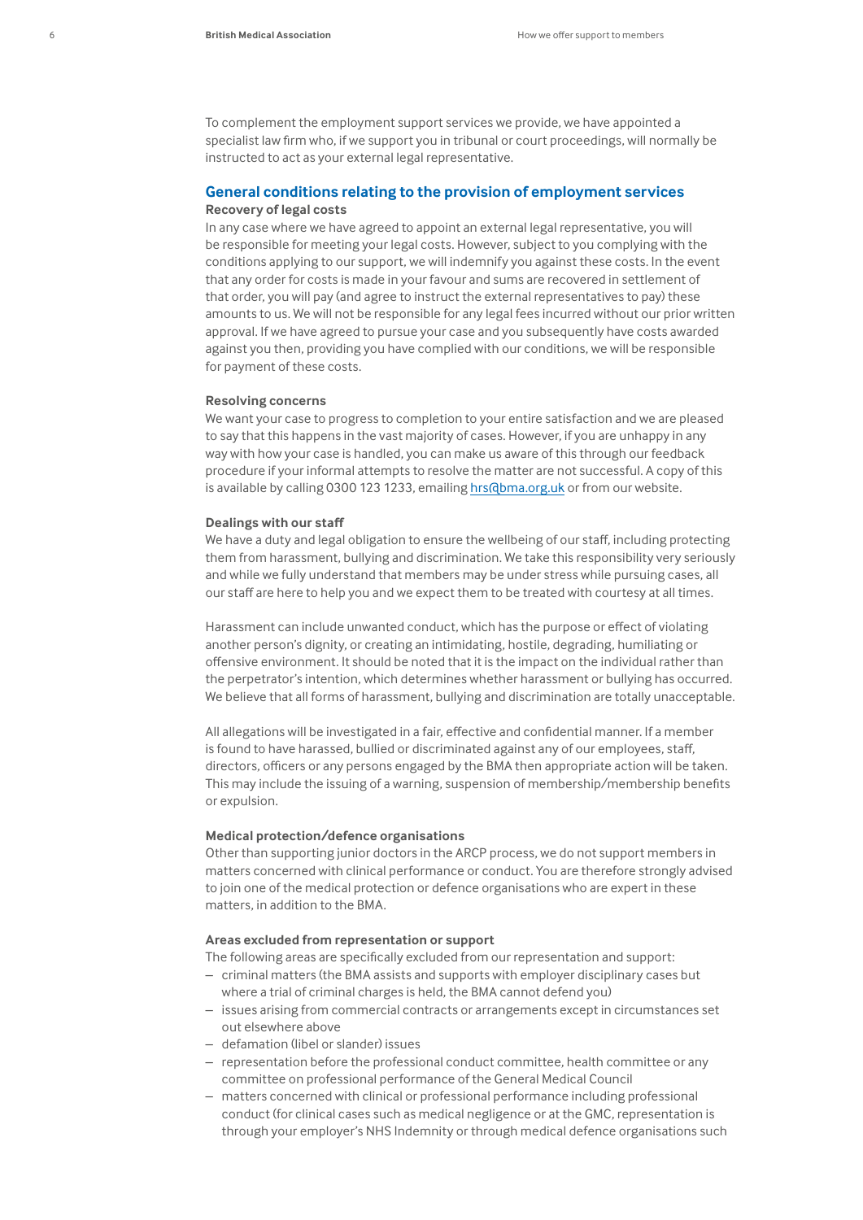To complement the employment support services we provide, we have appointed a specialist law firm who, if we support you in tribunal or court proceedings, will normally be instructed to act as your external legal representative.

## General conditions relating to the provision of employment services

### Recovery of legal costs

In any case where we have agreed to appoint an external legal representative, you will be responsible for meeting your legal costs. However, subject to you complying with the conditions applying to our support, we will indemnify you against these costs. In the event that any order for costs is made in your favour and sums are recovered in settlement of that order, you will pay (and agree to instruct the external representatives to pay) these amounts to us. We will not be responsible for any legal fees incurred without our prior written approval. If we have agreed to pursue your case and you subsequently have costs awarded against you then, providing you have complied with our conditions, we will be responsible for payment of these costs.

### Resolving concerns

We want your case to progress to completion to your entire satisfaction and we are pleased to say that this happens in the vast majority of cases. However, if you are unhappy in any way with how your case is handled, you can make us aware of this through our feedback procedure if your informal attempts to resolve the matter are not successful. A copy of this is available by calling 0300 123 1233, emailing hrs@bma.org.uk or from our website.

### Dealings with our staff

We have a duty and legal obligation to ensure the wellbeing of our staff, including protecting them from harassment, bullying and discrimination. We take this responsibility very seriously and while we fully understand that members may be under stress while pursuing cases, all our staff are here to help you and we expect them to be treated with courtesy at all times.

Harassment can include unwanted conduct, which has the purpose or effect of violating another person's dignity, or creating an intimidating, hostile, degrading, humiliating or offensive environment. It should be noted that it is the impact on the individual rather than the perpetrator's intention, which determines whether harassment or bullying has occurred. We believe that all forms of harassment, bullying and discrimination are totally unacceptable.

All allegations will be investigated in a fair, effective and confidential manner. If a member is found to have harassed, bullied or discriminated against any of our employees, staff, directors, officers or any persons engaged by the BMA then appropriate action will be taken. This may include the issuing of a warning, suspension of membership/membership benefits or expulsion.

### Medical protection/defence organisations

Other than supporting junior doctors in the ARCP process, we do not support members in matters concerned with clinical performance or conduct. You are therefore strongly advised to join one of the medical protection or defence organisations who are expert in these matters, in addition to the BMA.

### Areas excluded from representation or support

The following areas are specifically excluded from our representation and support:

- criminal matters (the BMA assists and supports with employer disciplinary cases but where a trial of criminal charges is held, the BMA cannot defend you)
- issues arising from commercial contracts or arrangements except in circumstances set out elsewhere above
- defamation (libel or slander) issues
- representation before the professional conduct committee, health committee or any committee on professional performance of the General Medical Council
- matters concerned with clinical or professional performance including professional conduct (for clinical cases such as medical negligence or at the GMC, representation is through your employer's NHS Indemnity or through medical defence organisations such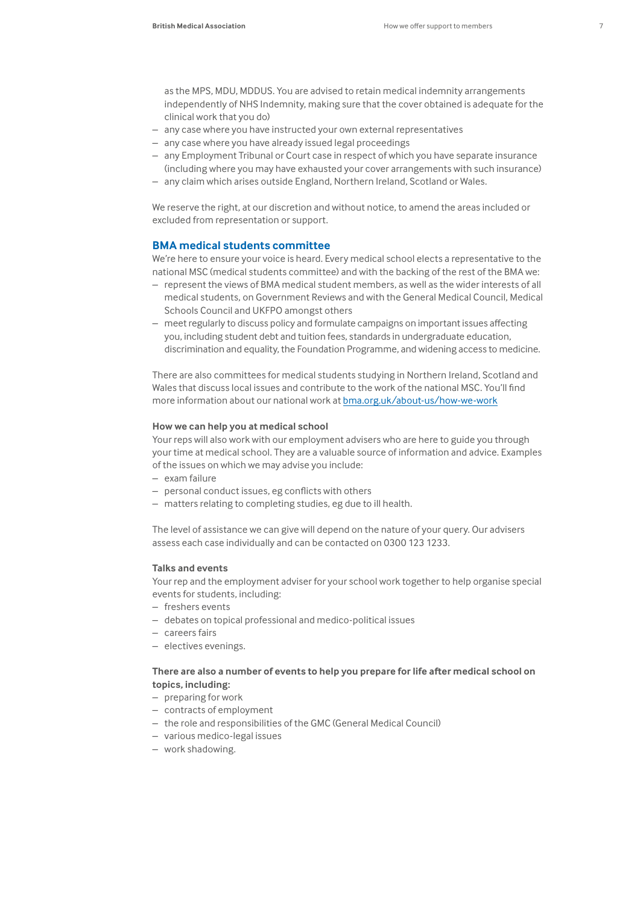as the MPS, MDU, MDDUS. You are advised to retain medical indemnity arrangements independently of NHS Indemnity, making sure that the cover obtained is adequate for the clinical work that you do)
- any case where you have instructed your own external representatives
- any case where you have already issued legal proceedings
- any Employment Tribunal or Court case in respect of which you have separate insurance (including where you may have exhausted your cover arrangements with such insurance)
- any claim which arises outside England, Northern Ireland, Scotland or Wales.

We reserve the right, at our discretion and without notice, to amend the areas included or excluded from representation or support.

## BMA medical students committee

We're here to ensure your voice is heard. Every medical school elects a representative to the national MSC (medical students committee) and with the backing of the rest of the BMA we:
- represent the views of BMA medical student members, as well as the wider interests of all medical students, on Government Reviews and with the General Medical Council, Medical Schools Council and UKFPO amongst others
- meet regularly to discuss policy and formulate campaigns on important issues affecting you, including student debt and tuition fees, standards in undergraduate education, discrimination and equality, the Foundation Programme, and widening access to medicine.

There are also committees for medical students studying in Northern Ireland, Scotland and Wales that discuss local issues and contribute to the work of the national MSC. You'll find more information about our national work at [bma.org.uk/about-us/how-we-work](bma.org.uk/about-us/how-we-work)

### How we can help you at medical school

Your reps will also work with our employment advisers who are here to guide you through your time at medical school. They are a valuable source of information and advice. Examples of the issues on which we may advise you include:
- exam failure
- personal conduct issues, eg conflicts with others
- matters relating to completing studies, eg due to ill health.

The level of assistance we can give will depend on the nature of your query. Our advisers assess each case individually and can be contacted on 0300 123 1233.

### Talks and events

Your rep and the employment adviser for your school work together to help organise special events for students, including:
- freshers events
- debates on topical professional and medico-political issues
- careers fairs
- electives evenings.

**There are also a number of events to help you prepare for life after medical school on topics, including:**
- preparing for work
- contracts of employment
- the role and responsibilities of the GMC (General Medical Council)
- various medico-legal issues
- work shadowing.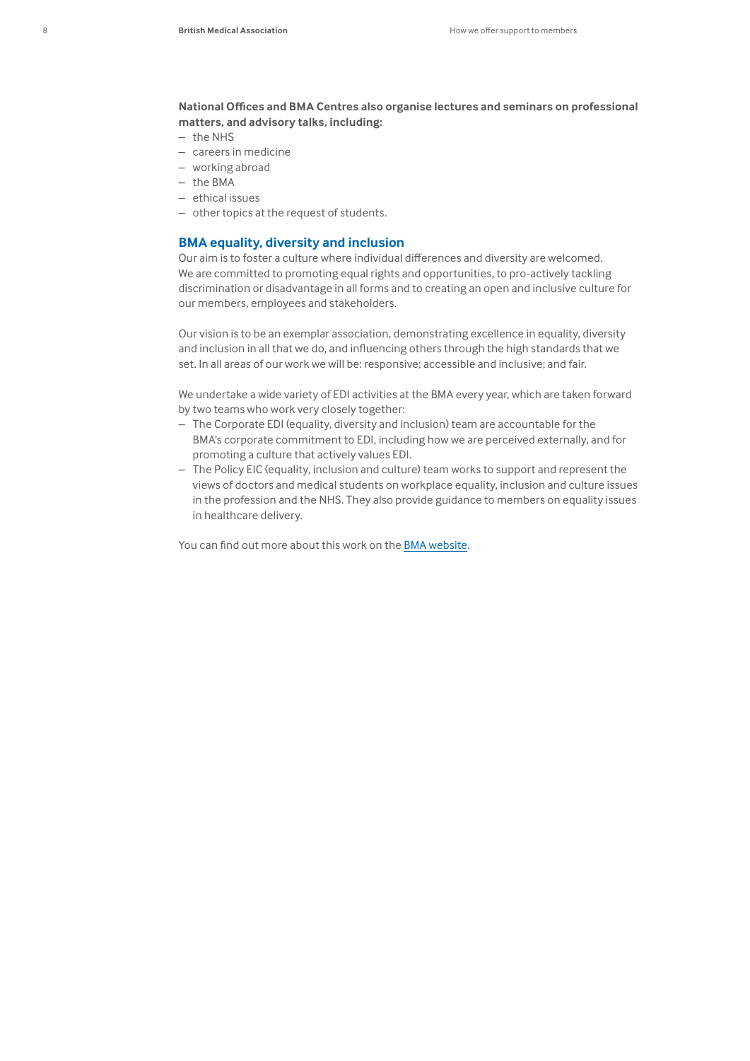**National Offices and BMA Centres also organise lectures and seminars on professional matters, and advisory talks, including:**

- the NHS
- careers in medicine
- working abroad
- the BMA
- ethical issues
- other topics at the request of students.

## BMA equality, diversity and inclusion

Our aim is to foster a culture where individual differences and diversity are welcomed. We are committed to promoting equal rights and opportunities, to pro-actively tackling discrimination or disadvantage in all forms and to creating an open and inclusive culture for our members, employees and stakeholders.

Our vision is to be an exemplar association, demonstrating excellence in equality, diversity and inclusion in all that we do, and influencing others through the high standards that we set. In all areas of our work we will be: responsive; accessible and inclusive; and fair.

We undertake a wide variety of EDI activities at the BMA every year, which are taken forward by two teams who work very closely together:

- The Corporate EDI (equality, diversity and inclusion) team are accountable for the BMA's corporate commitment to EDI, including how we are perceived externally, and for promoting a culture that actively values EDI.
- The Policy EIC (equality, inclusion and culture) team works to support and represent the views of doctors and medical students on workplace equality, inclusion and culture issues in the profession and the NHS. They also provide guidance to members on equality issues in healthcare delivery.

You can find out more about this work on the BMA website.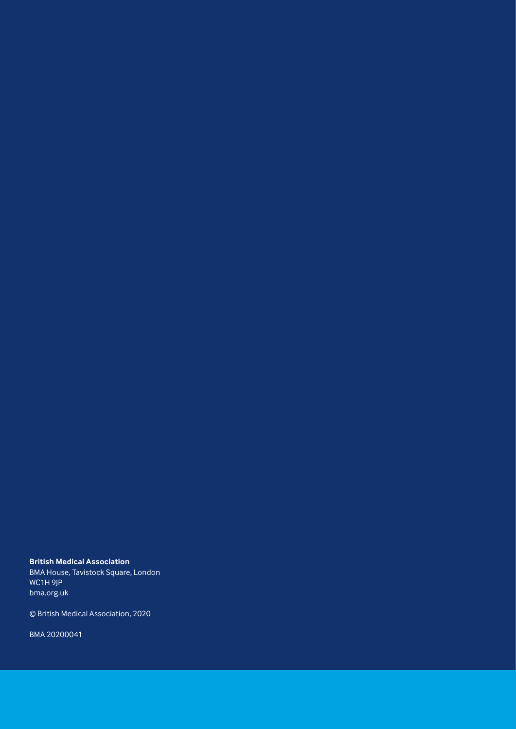**British Medical Association**
BMA House, Tavistock Square, London
WC1H 9JP
bma.org.uk

© British Medical Association, 2020

BMA 20200041